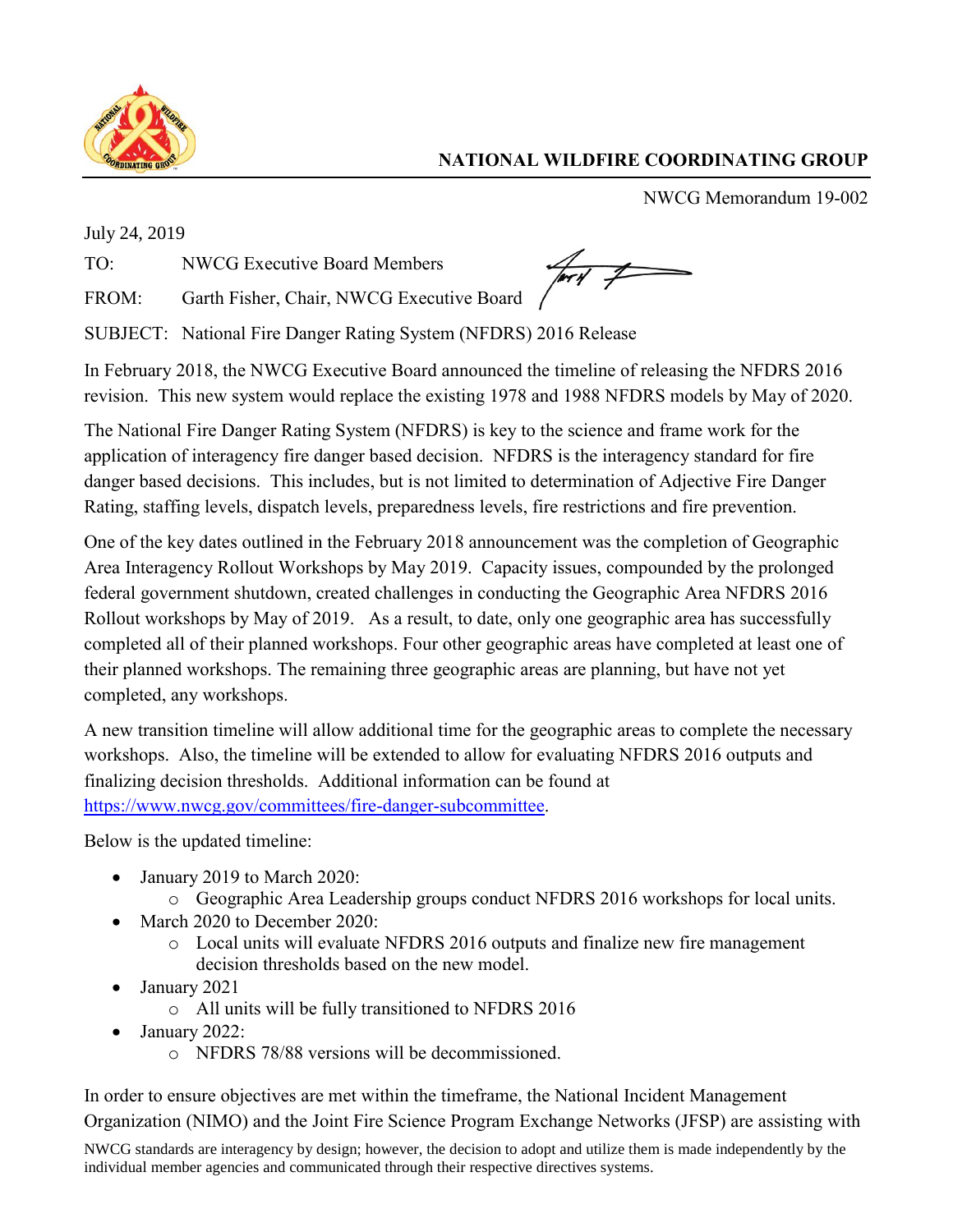**NATIONAL WILDFIRE COORDINATING GROUP**

NWCG Memorandum 19-002

July 24, 2019

TO: NWCG Executive Board Members

FROM: Garth Fisher, Chair, NWCG Executive Board

SUBJECT: National Fire Danger Rating System (NFDRS) 2016 Release

In February 2018, the NWCG Executive Board announced the timeline of releasing the NFDRS 2016 revision. This new system would replace the existing 1978 and 1988 NFDRS models by May of 2020.

The National Fire Danger Rating System (NFDRS) is key to the science and frame work for the application of interagency fire danger based decision. NFDRS is the interagency standard for fire danger based decisions. This includes, but is not limited to determination of Adjective Fire Danger Rating, staffing levels, dispatch levels, preparedness levels, fire restrictions and fire prevention.

One of the key dates outlined in the February 2018 announcement was the completion of Geographic Area Interagency Rollout Workshops by May 2019. Capacity issues, compounded by the prolonged federal government shutdown, created challenges in conducting the Geographic Area NFDRS 2016 Rollout workshops by May of 2019. As a result, to date, only one geographic area has successfully completed all of their planned workshops. Four other geographic areas have completed at least one of their planned workshops. The remaining three geographic areas are planning, but have not yet completed, any workshops.

A new transition timeline will allow additional time for the geographic areas to complete the necessary workshops. Also, the timeline will be extended to allow for evaluating NFDRS 2016 outputs and finalizing decision thresholds. Additional information can be found at https://www.nwcg.gov/committees/fire-danger-subcommittee.

Below is the updated timeline:

- January 2019 to March 2020:
  - Geographic Area Leadership groups conduct NFDRS 2016 workshops for local units.
- March 2020 to December 2020:
  - Local units will evaluate NFDRS 2016 outputs and finalize new fire management decision thresholds based on the new model.
- January 2021
  - All units will be fully transitioned to NFDRS 2016
- January 2022:
  - NFDRS 78/88 versions will be decommissioned.

In order to ensure objectives are met within the timeframe, the National Incident Management Organization (NIMO) and the Joint Fire Science Program Exchange Networks (JFSP) are assisting with

NWCG standards are interagency by design; however, the decision to adopt and utilize them is made independently by the individual member agencies and communicated through their respective directives systems.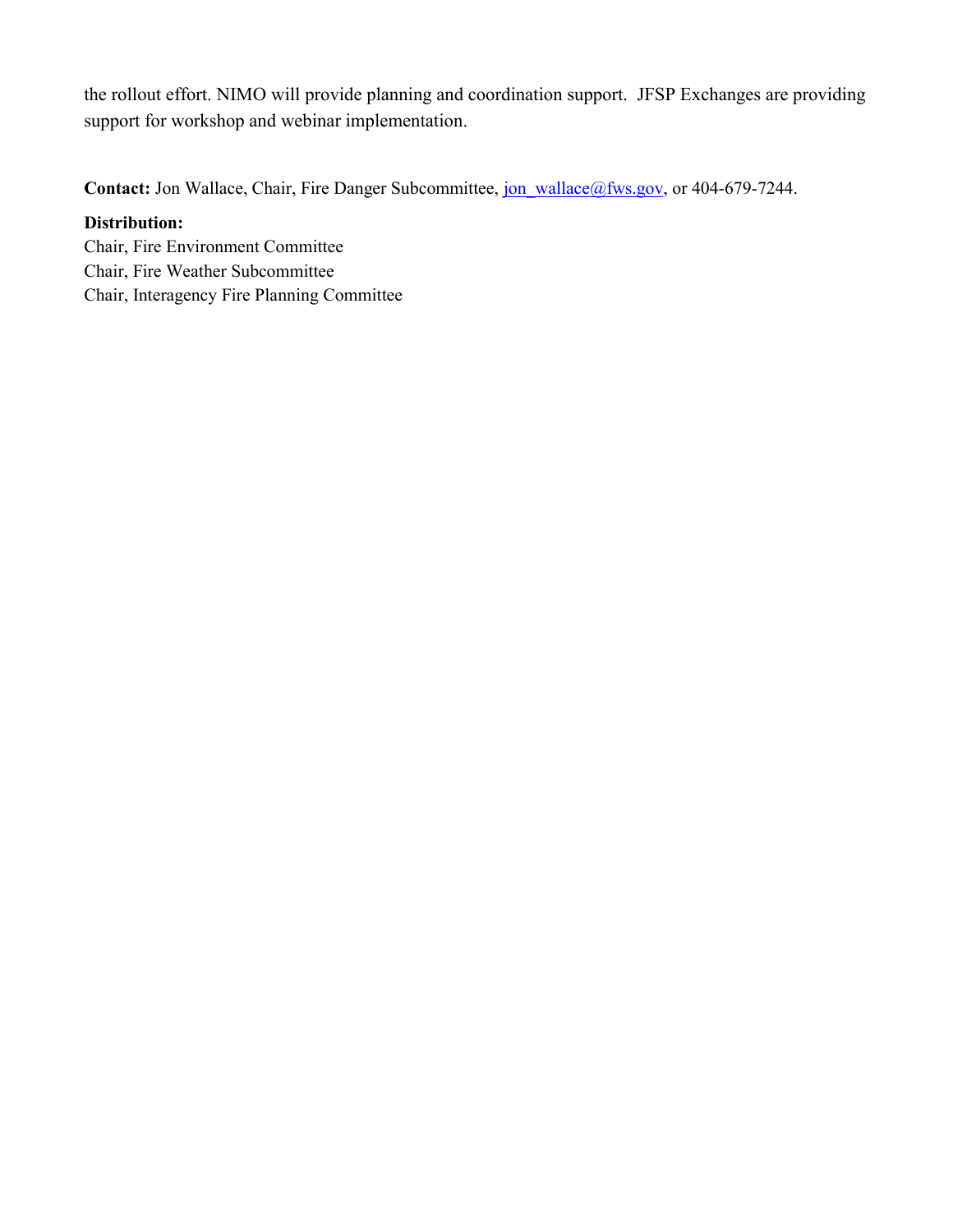the rollout effort. NIMO will provide planning and coordination support. JFSP Exchanges are providing support for workshop and webinar implementation.

**Contact:** Jon Wallace, Chair, Fire Danger Subcommittee, jon_wallace@fws.gov, or 404-679-7244.

**Distribution:**
Chair, Fire Environment Committee
Chair, Fire Weather Subcommittee
Chair, Interagency Fire Planning Committee